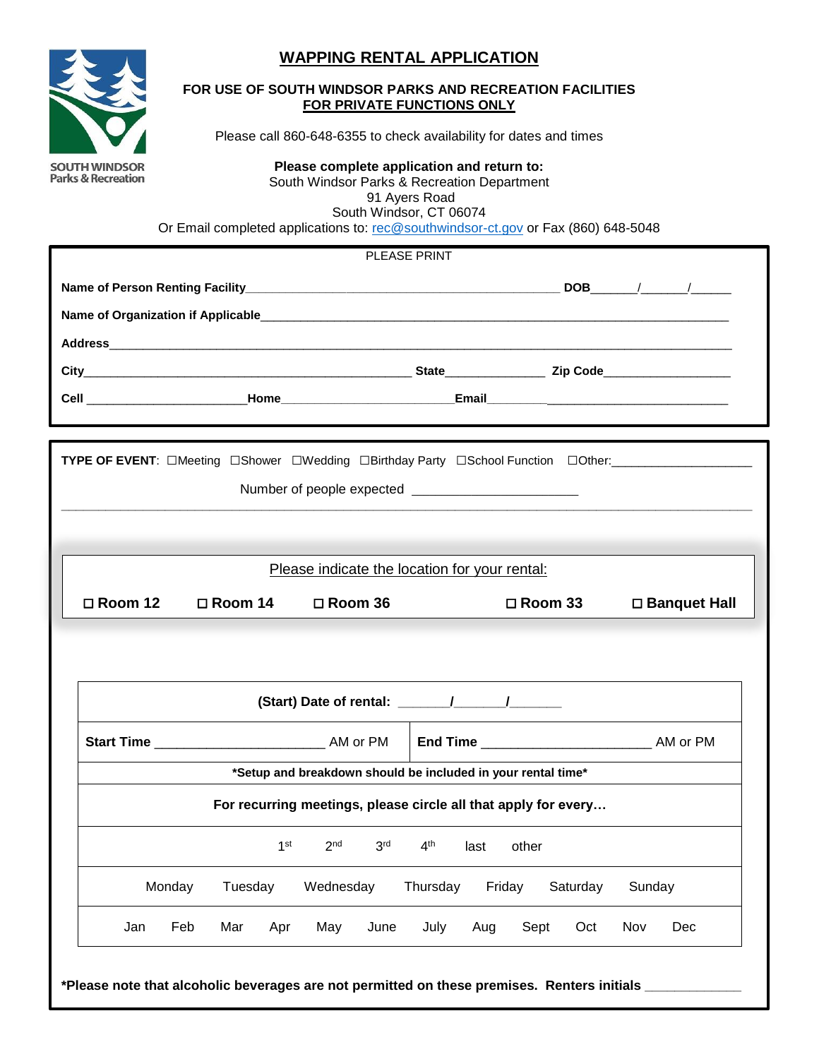SOUTH WINDSOR Parks & Recreation

# WAPPING RENTAL APPLICATION

**FOR USE OF SOUTH WINDSOR PARKS AND RECREATION FACILITIES**
**FOR PRIVATE FUNCTIONS ONLY**

Please call 860-648-6355 to check availability for dates and times

**Please complete application and return to:**
South Windsor Parks & Recreation Department
91 Ayers Road
South Windsor, CT 06074
Or Email completed applications to: rec@southwindsor-ct.gov or Fax (860) 648-5048

PLEASE PRINT

**Name of Person Renting Facility**_____________________________________________ **DOB**______/______/______

**Name of Organization if Applicable**___________________________________________________________________

**Address**___________________________________________________________________________________

**City**________________________________________________ **State**______________ **Zip Code**__________________

**Cell** ________________________**Home**________________________**Email**__________________________________

**TYPE OF EVENT**: ☐Meeting ☐Shower ☐Wedding ☐Birthday Party ☐School Function ☐Other:____________________

Number of people expected ______________________

Please indicate the location for your rental:

☐ **Room 12** ☐ **Room 14** ☐ **Room 36** ☐ **Room 33** ☐ **Banquet Hall**

**(Start) Date of rental:** ______/______/______

**Start Time** ______________________ AM or PM | **End Time** ______________________ AM or PM

***Setup and breakdown should be included in your rental time***

**For recurring meetings, please circle all that apply for every…**

1st 2nd 3rd 4th last other

Monday Tuesday Wednesday Thursday Friday Saturday Sunday

Jan Feb Mar Apr May June July Aug Sept Oct Nov Dec

***Please note that alcoholic beverages are not permitted on these premises. Renters initials** ____________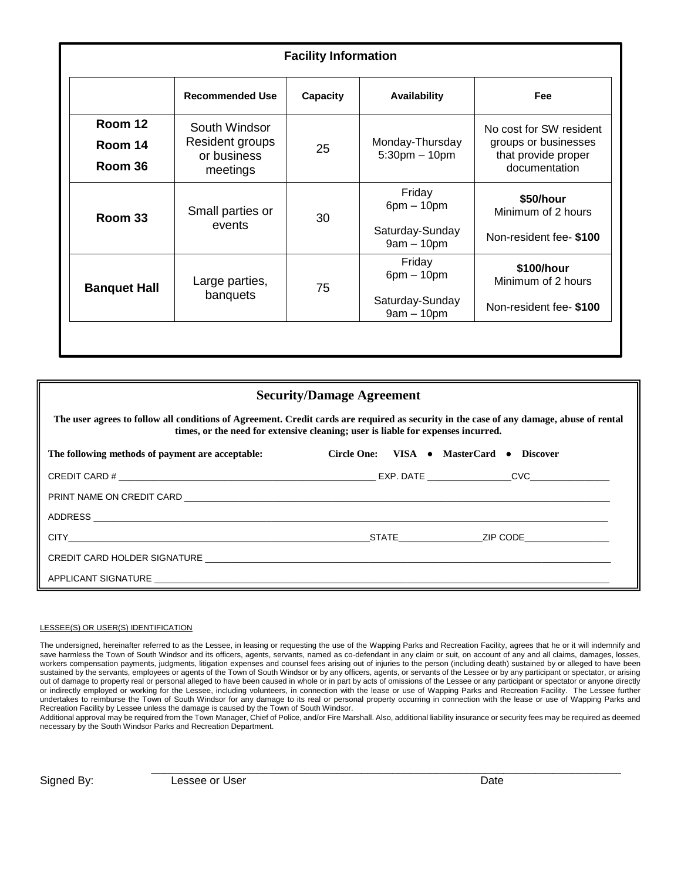## Facility Information

| | Recommended Use | Capacity | Availability | Fee |
|---|---|---|---|---|
| Room 12<br>Room 14<br>Room 36 | South Windsor Resident groups or business meetings | 25 | Monday-Thursday 5:30pm – 10pm | No cost for SW resident groups or businesses that provide proper documentation |
| Room 33 | Small parties or events | 30 | Friday 6pm – 10pm<br><br>Saturday-Sunday 9am – 10pm | **$50/hour** Minimum of 2 hours<br><br>Non-resident fee- **$100** |
| Banquet Hall | Large parties, banquets | 75 | Friday 6pm – 10pm<br><br>Saturday-Sunday 9am – 10pm | **$100/hour** Minimum of 2 hours<br><br>Non-resident fee- **$100** |

## Security/Damage Agreement

**The user agrees to follow all conditions of Agreement. Credit cards are required as security in the case of any damage, abuse of rental times, or the need for extensive cleaning; user is liable for expenses incurred.**

**The following methods of payment are acceptable:** **Circle One: VISA • MasterCard • Discover**

CREDIT CARD # ______________________________ EXP. DATE ______________ CVC______________

PRINT NAME ON CREDIT CARD ______________________________________________

ADDRESS ______________________________________________

CITY______________________________ STATE______________ ZIP CODE______________

CREDIT CARD HOLDER SIGNATURE ______________________________________________

APPLICANT SIGNATURE ______________________________________________

LESSEE(S) OR USER(S) IDENTIFICATION

The undersigned, hereinafter referred to as the Lessee, in leasing or requesting the use of the Wapping Parks and Recreation Facility, agrees that he or it will indemnify and save harmless the Town of South Windsor and its officers, agents, servants, named as co-defendant in any claim or suit, on account of any and all claims, damages, losses, workers compensation payments, judgments, litigation expenses and counsel fees arising out of injuries to the person (including death) sustained by or alleged to have been sustained by the servants, employees or agents of the Town of South Windsor or by any officers, agents, or servants of the Lessee or by any participant or spectator, or arising out of damage to property real or personal alleged to have been caused in whole or in part by acts of omissions of the Lessee or any participant or spectator or anyone directly or indirectly employed or working for the Lessee, including volunteers, in connection with the lease or use of Wapping Parks and Recreation Facility. The Lessee further undertakes to reimburse the Town of South Windsor for any damage to its real or personal property occurring in connection with the lease or use of Wapping Parks and Recreation Facility by Lessee unless the damage is caused by the Town of South Windsor.

Additional approval may be required from the Town Manager, Chief of Police, and/or Fire Marshall. Also, additional liability insurance or security fees may be required as deemed necessary by the South Windsor Parks and Recreation Department.

Signed By: ______________________________________________

Lessee or User Date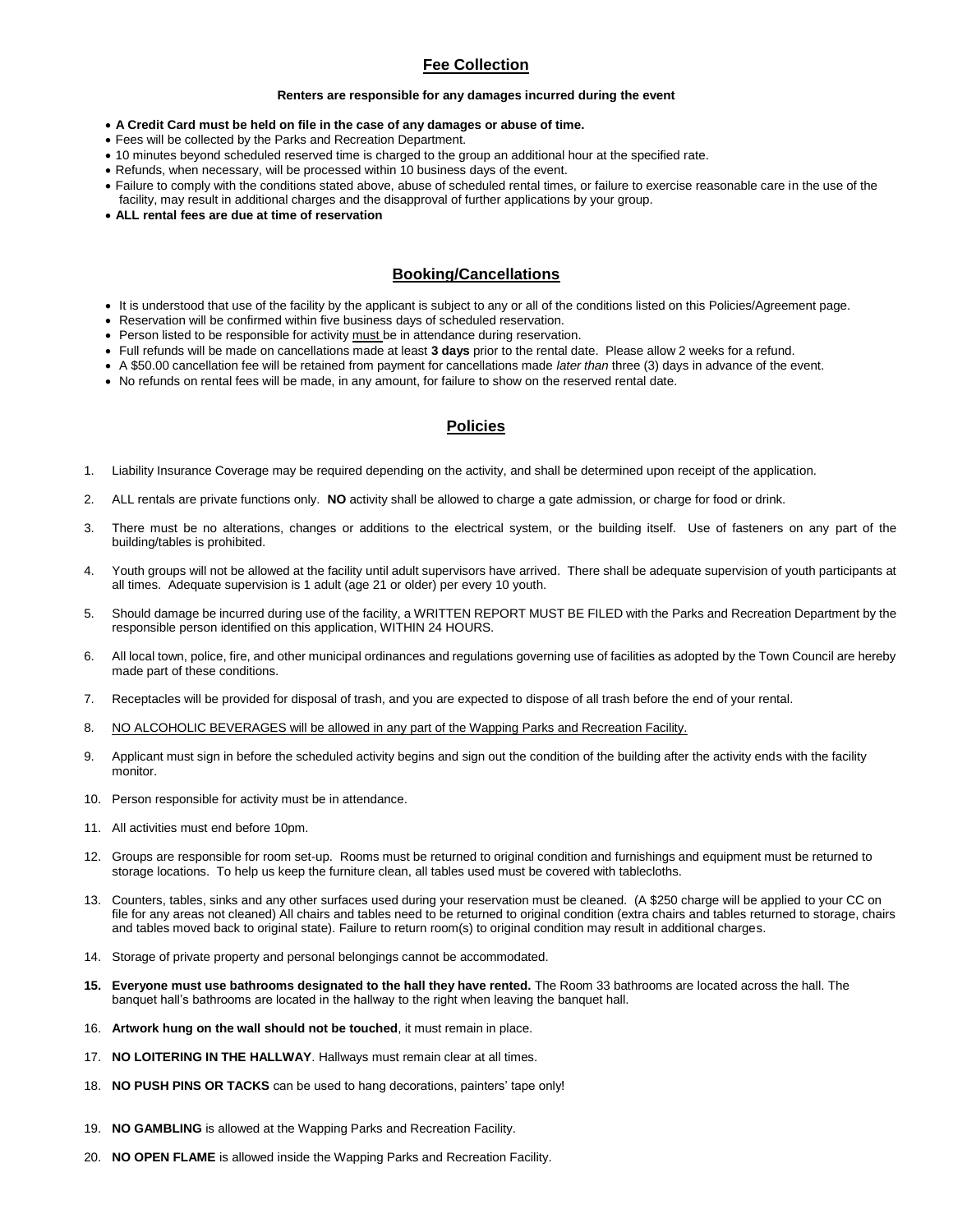## Fee Collection

**Renters are responsible for any damages incurred during the event**

- **A Credit Card must be held on file in the case of any damages or abuse of time.**
- Fees will be collected by the Parks and Recreation Department.
- 10 minutes beyond scheduled reserved time is charged to the group an additional hour at the specified rate.
- Refunds, when necessary, will be processed within 10 business days of the event.
- Failure to comply with the conditions stated above, abuse of scheduled rental times, or failure to exercise reasonable care in the use of the facility, may result in additional charges and the disapproval of further applications by your group.
- **ALL rental fees are due at time of reservation**

## Booking/Cancellations

- It is understood that use of the facility by the applicant is subject to any or all of the conditions listed on this Policies/Agreement page.
- Reservation will be confirmed within five business days of scheduled reservation.
- Person listed to be responsible for activity must be in attendance during reservation.
- Full refunds will be made on cancellations made at least **3 days** prior to the rental date. Please allow 2 weeks for a refund.
- A $50.00 cancellation fee will be retained from payment for cancellations made *later than* three (3) days in advance of the event.
- No refunds on rental fees will be made, in any amount, for failure to show on the reserved rental date.

## Policies

1. Liability Insurance Coverage may be required depending on the activity, and shall be determined upon receipt of the application.
2. ALL rentals are private functions only. **NO** activity shall be allowed to charge a gate admission, or charge for food or drink.
3. There must be no alterations, changes or additions to the electrical system, or the building itself. Use of fasteners on any part of the building/tables is prohibited.
4. Youth groups will not be allowed at the facility until adult supervisors have arrived. There shall be adequate supervision of youth participants at all times. Adequate supervision is 1 adult (age 21 or older) per every 10 youth.
5. Should damage be incurred during use of the facility, a WRITTEN REPORT MUST BE FILED with the Parks and Recreation Department by the responsible person identified on this application, WITHIN 24 HOURS.
6. All local town, police, fire, and other municipal ordinances and regulations governing use of facilities as adopted by the Town Council are hereby made part of these conditions.
7. Receptacles will be provided for disposal of trash, and you are expected to dispose of all trash before the end of your rental.
8. NO ALCOHOLIC BEVERAGES will be allowed in any part of the Wapping Parks and Recreation Facility.
9. Applicant must sign in before the scheduled activity begins and sign out the condition of the building after the activity ends with the facility monitor.
10. Person responsible for activity must be in attendance.
11. All activities must end before 10pm.
12. Groups are responsible for room set-up. Rooms must be returned to original condition and furnishings and equipment must be returned to storage locations. To help us keep the furniture clean, all tables used must be covered with tablecloths.
13. Counters, tables, sinks and any other surfaces used during your reservation must be cleaned. (A $250 charge will be applied to your CC on file for any areas not cleaned) All chairs and tables need to be returned to original condition (extra chairs and tables returned to storage, chairs and tables moved back to original state). Failure to return room(s) to original condition may result in additional charges.
14. Storage of private property and personal belongings cannot be accommodated.
15. **Everyone must use bathrooms designated to the hall they have rented.** The Room 33 bathrooms are located across the hall. The banquet hall's bathrooms are located in the hallway to the right when leaving the banquet hall.
16. **Artwork hung on the wall should not be touched**, it must remain in place.
17. **NO LOITERING IN THE HALLWAY**. Hallways must remain clear at all times.
18. **NO PUSH PINS OR TACKS** can be used to hang decorations, painters' tape only!
19. **NO GAMBLING** is allowed at the Wapping Parks and Recreation Facility.
20. **NO OPEN FLAME** is allowed inside the Wapping Parks and Recreation Facility.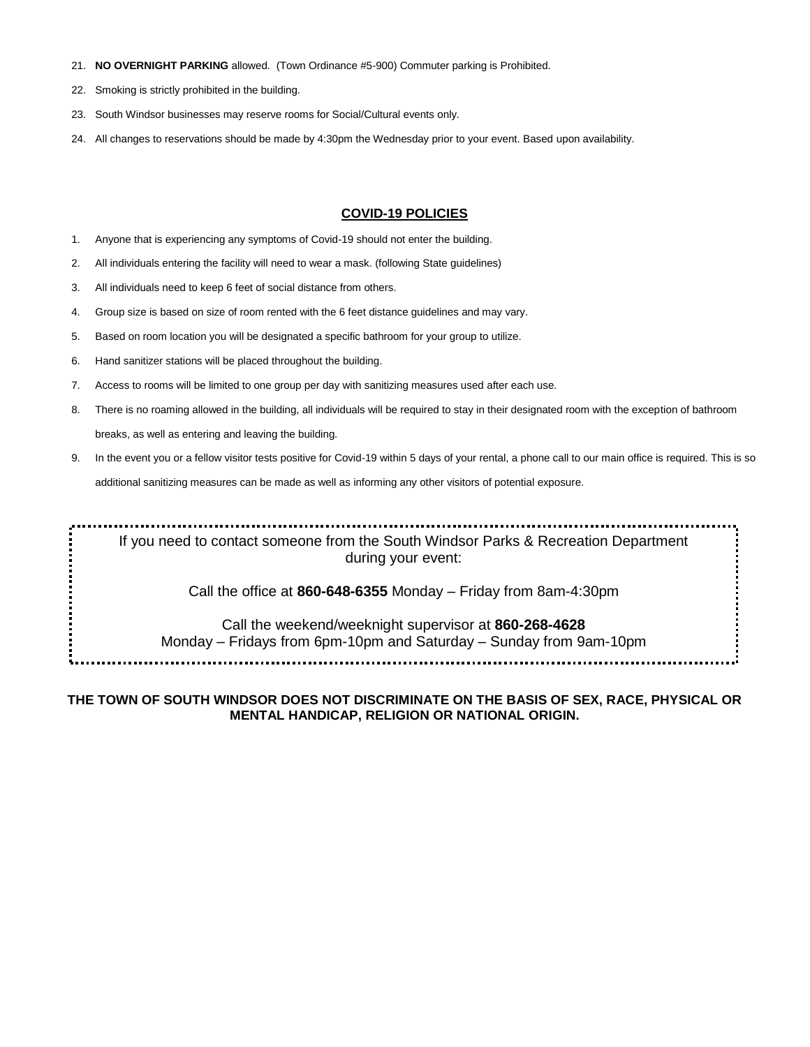21. **NO OVERNIGHT PARKING** allowed. (Town Ordinance #5-900) Commuter parking is Prohibited.
22. Smoking is strictly prohibited in the building.
23. South Windsor businesses may reserve rooms for Social/Cultural events only.
24. All changes to reservations should be made by 4:30pm the Wednesday prior to your event. Based upon availability.

## COVID-19 POLICIES

1. Anyone that is experiencing any symptoms of Covid-19 should not enter the building.
2. All individuals entering the facility will need to wear a mask. (following State guidelines)
3. All individuals need to keep 6 feet of social distance from others.
4. Group size is based on size of room rented with the 6 feet distance guidelines and may vary.
5. Based on room location you will be designated a specific bathroom for your group to utilize.
6. Hand sanitizer stations will be placed throughout the building.
7. Access to rooms will be limited to one group per day with sanitizing measures used after each use.
8. There is no roaming allowed in the building, all individuals will be required to stay in their designated room with the exception of bathroom breaks, as well as entering and leaving the building.
9. In the event you or a fellow visitor tests positive for Covid-19 within 5 days of your rental, a phone call to our main office is required. This is so additional sanitizing measures can be made as well as informing any other visitors of potential exposure.

If you need to contact someone from the South Windsor Parks & Recreation Department during your event:

Call the office at **860-648-6355** Monday – Friday from 8am-4:30pm

Call the weekend/weeknight supervisor at **860-268-4628**
Monday – Fridays from 6pm-10pm and Saturday – Sunday from 9am-10pm

**THE TOWN OF SOUTH WINDSOR DOES NOT DISCRIMINATE ON THE BASIS OF SEX, RACE, PHYSICAL OR MENTAL HANDICAP, RELIGION OR NATIONAL ORIGIN.**